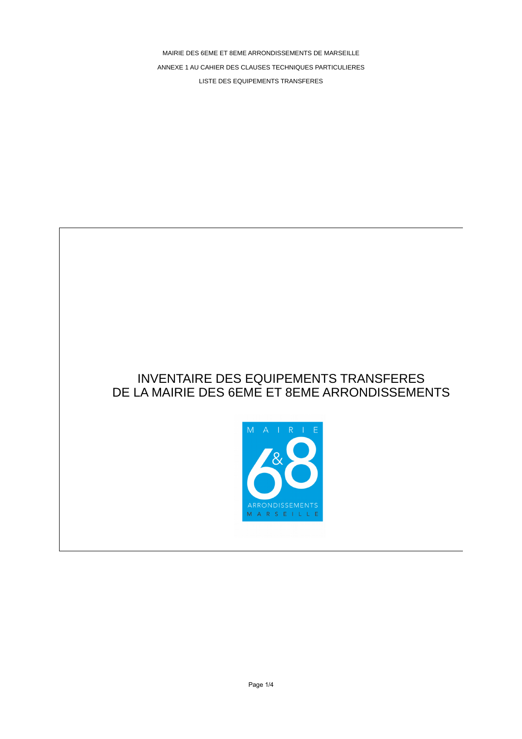MAIRIE DES 6EME ET 8EME ARRONDISSEMENTS DE MARSEILLE

ANNEXE 1 AU CAHIER DES CLAUSES TECHNIQUES PARTICULIERES

LISTE DES EQUIPEMENTS TRANSFERES

# INVENTAIRE DES EQUIPEMENTS TRANSFERES DE LA MAIRIE DES 6EME ET 8EME ARRONDISSEMENTS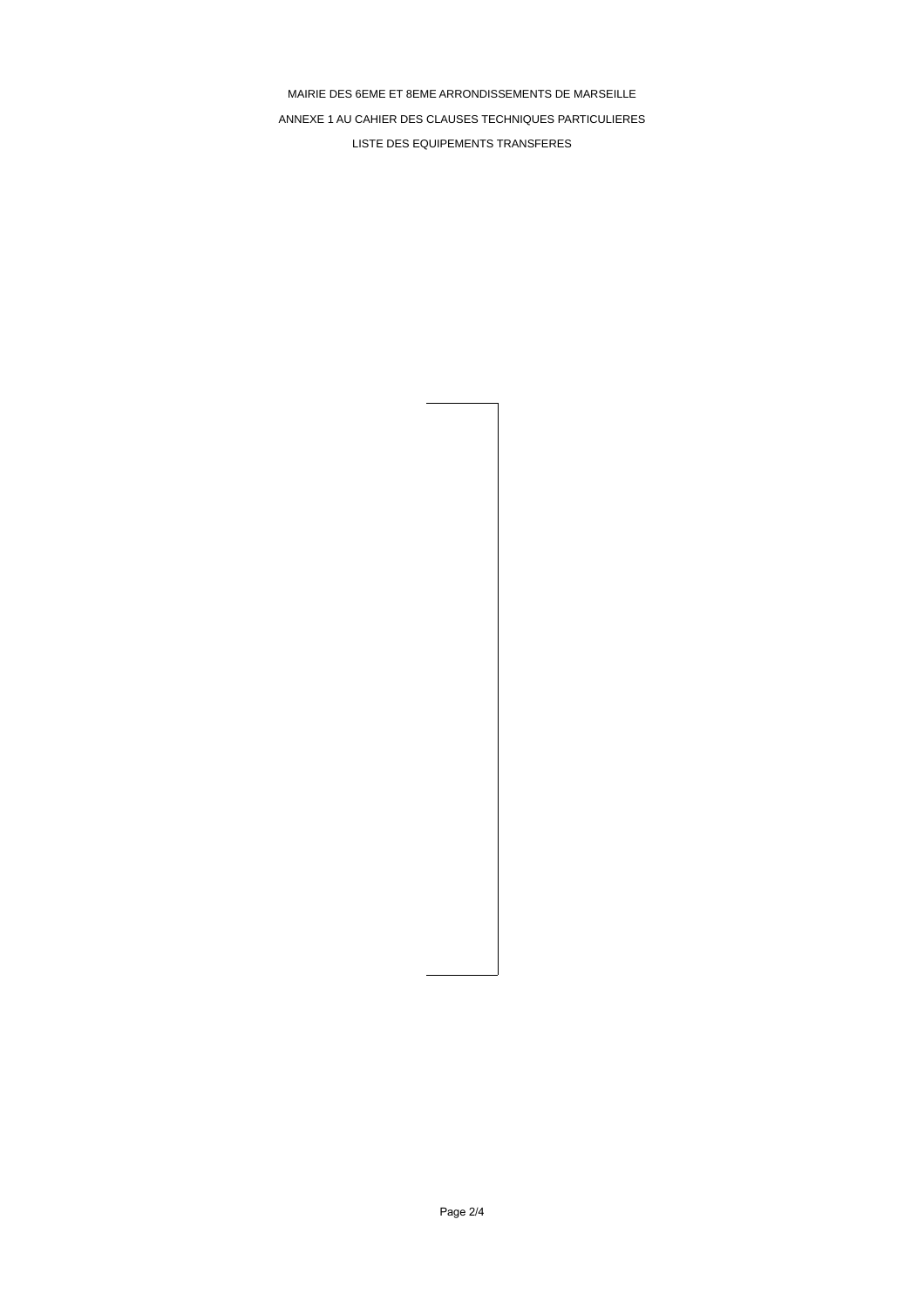MAIRIE DES 6EME ET 8EME ARRONDISSEMENTS DE MARSEILLE

ANNEXE 1 AU CAHIER DES CLAUSES TECHNIQUES PARTICULIERES

LISTE DES EQUIPEMENTS TRANSFERES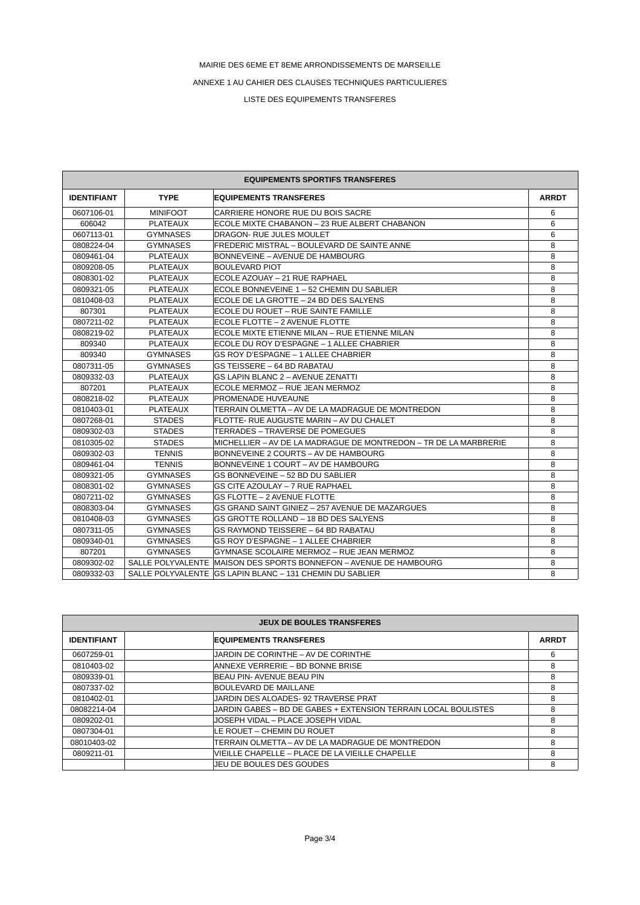MAIRIE DES 6EME ET 8EME ARRONDISSEMENTS DE MARSEILLE

ANNEXE 1 AU CAHIER DES CLAUSES TECHNIQUES PARTICULIERES

LISTE DES EQUIPEMENTS TRANSFERES

| EQUIPEMENTS SPORTIFS TRANSFERES | | | |
|---|---|---|---|
| **IDENTIFIANT** | **TYPE** | **EQUIPEMENTS TRANSFERES** | **ARRDT** |
| 0607106-01 | MINIFOOT | CARRIERE HONORE RUE DU BOIS SACRE | 6 |
| 606042 | PLATEAUX | ECOLE MIXTE CHABANON – 23 RUE ALBERT CHABANON | 6 |
| 0607113-01 | GYMNASES | DRAGON- RUE JULES MOULET | 6 |
| 0808224-04 | GYMNASES | FREDERIC MISTRAL – BOULEVARD DE SAINTE ANNE | 8 |
| 0809461-04 | PLATEAUX | BONNEVEINE – AVENUE DE HAMBOURG | 8 |
| 0809208-05 | PLATEAUX | BOULEVARD PIOT | 8 |
| 0808301-02 | PLATEAUX | ECOLE AZOUAY – 21 RUE RAPHAEL | 8 |
| 0809321-05 | PLATEAUX | ECOLE BONNEVEINE 1 – 52 CHEMIN DU SABLIER | 8 |
| 0810408-03 | PLATEAUX | ECOLE DE LA GROTTE – 24 BD DES SALYENS | 8 |
| 807301 | PLATEAUX | ECOLE DU ROUET – RUE SAINTE FAMILLE | 8 |
| 0807211-02 | PLATEAUX | ECOLE FLOTTE – 2 AVENUE FLOTTE | 8 |
| 0808219-02 | PLATEAUX | ECOLE MIXTE ETIENNE MILAN – RUE ETIENNE MILAN | 8 |
| 809340 | PLATEAUX | ECOLE DU ROY D'ESPAGNE – 1 ALLEE CHABRIER | 8 |
| 809340 | GYMNASES | GS ROY D'ESPAGNE – 1 ALLEE CHABRIER | 8 |
| 0807311-05 | GYMNASES | GS TEISSERE – 64 BD RABATAU | 8 |
| 0809332-03 | PLATEAUX | GS LAPIN BLANC 2 – AVENUE ZENATTI | 8 |
| 807201 | PLATEAUX | ECOLE MERMOZ – RUE JEAN MERMOZ | 8 |
| 0808218-02 | PLATEAUX | PROMENADE HUVEAUNE | 8 |
| 0810403-01 | PLATEAUX | TERRAIN OLMETTA – AV DE LA MADRAGUE DE MONTREDON | 8 |
| 0807268-01 | STADES | FLOTTE- RUE AUGUSTE MARIN – AV DU CHALET | 8 |
| 0809302-03 | STADES | TERRADES – TRAVERSE DE POMEGUES | 8 |
| 0810305-02 | STADES | MICHELLIER – AV DE LA MADRAGUE DE MONTREDON – TR DE LA MARBRERIE | 8 |
| 0809302-03 | TENNIS | BONNEVEINE 2 COURTS – AV DE HAMBOURG | 8 |
| 0809461-04 | TENNIS | BONNEVEINE 1 COURT – AV DE HAMBOURG | 8 |
| 0809321-05 | GYMNASES | GS BONNEVEINE – 52 BD DU SABLIER | 8 |
| 0808301-02 | GYMNASES | GS CITE AZOULAY – 7 RUE RAPHAEL | 8 |
| 0807211-02 | GYMNASES | GS FLOTTE – 2 AVENUE FLOTTE | 8 |
| 0808303-04 | GYMNASES | GS GRAND SAINT GINIEZ – 257 AVENUE DE MAZARGUES | 8 |
| 0810408-03 | GYMNASES | GS GROTTE ROLLAND – 18 BD DES SALYENS | 8 |
| 0807311-05 | GYMNASES | GS RAYMOND TEISSERE – 64 BD RABATAU | 8 |
| 0809340-01 | GYMNASES | GS ROY D'ESPAGNE – 1 ALLEE CHABRIER | 8 |
| 807201 | GYMNASES | GYMNASE SCOLAIRE MERMOZ – RUE JEAN MERMOZ | 8 |
| 0809302-02 | SALLE POLYVALENTE | MAISON DES SPORTS BONNEFON – AVENUE DE HAMBOURG | 8 |
| 0809332-03 | SALLE POLYVALENTE | GS LAPIN BLANC – 131 CHEMIN DU SABLIER | 8 |

| JEUX DE BOULES TRANSFERES | | | |
|---|---|---|---|
| **IDENTIFIANT** | | **EQUIPEMENTS TRANSFERES** | **ARRDT** |
| 0607259-01 | | JARDIN DE CORINTHE – AV DE CORINTHE | 6 |
| 0810403-02 | | ANNEXE VERRERIE – BD BONNE BRISE | 8 |
| 0809339-01 | | BEAU PIN- AVENUE BEAU PIN | 8 |
| 0807337-02 | | BOULEVARD DE MAILLANE | 8 |
| 0810402-01 | | JARDIN DES ALOADES- 92 TRAVERSE PRAT | 8 |
| 08082214-04 | | JARDIN GABES – BD DE GABES + EXTENSION TERRAIN LOCAL BOULISTES | 8 |
| 0809202-01 | | JOSEPH VIDAL – PLACE JOSEPH VIDAL | 8 |
| 0807304-01 | | LE ROUET – CHEMIN DU ROUET | 8 |
| 08010403-02 | | TERRAIN OLMETTA – AV DE LA MADRAGUE DE MONTREDON | 8 |
| 0809211-01 | | VIEILLE CHAPELLE – PLACE DE LA VIEILLE CHAPELLE | 8 |
| | | JEU DE BOULES DES GOUDES | 8 |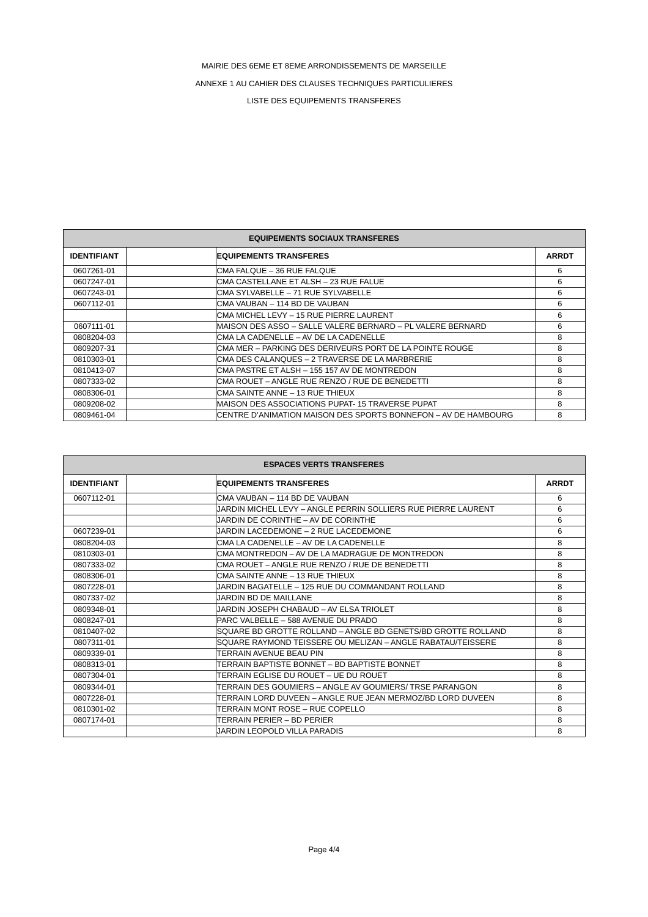MAIRIE DES 6EME ET 8EME ARRONDISSEMENTS DE MARSEILLE

ANNEXE 1 AU CAHIER DES CLAUSES TECHNIQUES PARTICULIERES

LISTE DES EQUIPEMENTS TRANSFERES

| EQUIPEMENTS SOCIAUX TRANSFERES | | | |
|---|---|---|---|
| **IDENTIFIANT** | | **EQUIPEMENTS TRANSFERES** | **ARRDT** |
| 0607261-01 | | CMA FALQUE – 36 RUE FALQUE | 6 |
| 0607247-01 | | CMA CASTELLANE ET ALSH – 23 RUE FALUE | 6 |
| 0607243-01 | | CMA SYLVABELLE – 71 RUE SYLVABELLE | 6 |
| 0607112-01 | | CMA VAUBAN – 114 BD DE VAUBAN | 6 |
| | | CMA MICHEL LEVY – 15 RUE PIERRE LAURENT | 6 |
| 0607111-01 | | MAISON DES ASSO – SALLE VALERE BERNARD – PL VALERE BERNARD | 6 |
| 0808204-03 | | CMA LA CADENELLE – AV DE LA CADENELLE | 8 |
| 0809207-31 | | CMA MER – PARKING DES DERIVEURS PORT DE LA POINTE ROUGE | 8 |
| 0810303-01 | | CMA DES CALANQUES – 2 TRAVERSE DE LA MARBRERIE | 8 |
| 0810413-07 | | CMA PASTRE ET ALSH – 155 157 AV DE MONTREDON | 8 |
| 0807333-02 | | CMA ROUET – ANGLE RUE RENZO / RUE DE BENEDETTI | 8 |
| 0808306-01 | | CMA SAINTE ANNE – 13 RUE THIEUX | 8 |
| 0809208-02 | | MAISON DES ASSOCIATIONS PUPAT- 15 TRAVERSE PUPAT | 8 |
| 0809461-04 | | CENTRE D'ANIMATION MAISON DES SPORTS BONNEFON – AV DE HAMBOURG | 8 |

| ESPACES VERTS TRANSFERES | | | |
|---|---|---|---|
| **IDENTIFIANT** | | **EQUIPEMENTS TRANSFERES** | **ARRDT** |
| 0607112-01 | | CMA VAUBAN – 114 BD DE VAUBAN | 6 |
| | | JARDIN MICHEL LEVY – ANGLE PERRIN SOLLIERS RUE PIERRE LAURENT | 6 |
| | | JARDIN DE CORINTHE – AV DE CORINTHE | 6 |
| 0607239-01 | | JARDIN LACEDEMONE – 2 RUE LACEDEMONE | 6 |
| 0808204-03 | | CMA LA CADENELLE – AV DE LA CADENELLE | 8 |
| 0810303-01 | | CMA MONTREDON – AV DE LA MADRAGUE DE MONTREDON | 8 |
| 0807333-02 | | CMA ROUET – ANGLE RUE RENZO / RUE DE BENEDETTI | 8 |
| 0808306-01 | | CMA SAINTE ANNE – 13 RUE THIEUX | 8 |
| 0807228-01 | | JARDIN BAGATELLE – 125 RUE DU COMMANDANT ROLLAND | 8 |
| 0807337-02 | | JARDIN BD DE MAILLANE | 8 |
| 0809348-01 | | JARDIN JOSEPH CHABAUD – AV ELSA TRIOLET | 8 |
| 0808247-01 | | PARC VALBELLE – 588 AVENUE DU PRADO | 8 |
| 0810407-02 | | SQUARE BD GROTTE ROLLAND – ANGLE BD GENETS/BD GROTTE ROLLAND | 8 |
| 0807311-01 | | SQUARE RAYMOND TEISSERE OU MELIZAN – ANGLE RABATAU/TEISSERE | 8 |
| 0809339-01 | | TERRAIN AVENUE BEAU PIN | 8 |
| 0808313-01 | | TERRAIN BAPTISTE BONNET – BD BAPTISTE BONNET | 8 |
| 0807304-01 | | TERRAIN EGLISE DU ROUET – UE DU ROUET | 8 |
| 0809344-01 | | TERRAIN DES GOUMIERS – ANGLE AV GOUMIERS/ TRSE PARANGON | 8 |
| 0807228-01 | | TERRAIN LORD DUVEEN – ANGLE RUE JEAN MERMOZ/BD LORD DUVEEN | 8 |
| 0810301-02 | | TERRAIN MONT ROSE – RUE COPELLO | 8 |
| 0807174-01 | | TERRAIN PERIER – BD PERIER | 8 |
| | | JARDIN LEOPOLD VILLA PARADIS | 8 |